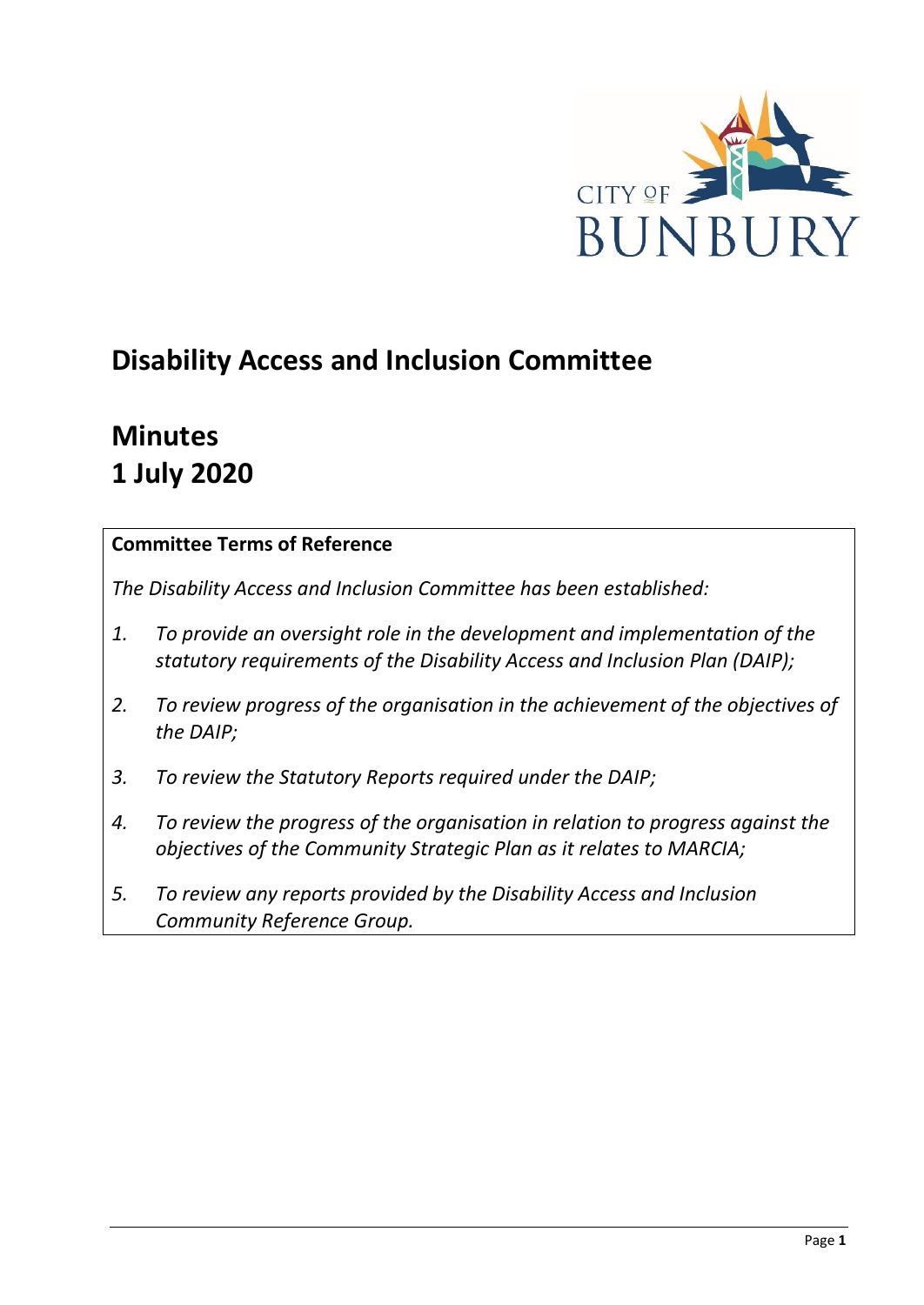CITY OF BUNBURY

# Disability Access and Inclusion Committee

# Minutes
# 1 July 2020

**Committee Terms of Reference**

*The Disability Access and Inclusion Committee has been established:*

1. *To provide an oversight role in the development and implementation of the statutory requirements of the Disability Access and Inclusion Plan (DAIP);*
2. *To review progress of the organisation in the achievement of the objectives of the DAIP;*
3. *To review the Statutory Reports required under the DAIP;*
4. *To review the progress of the organisation in relation to progress against the objectives of the Community Strategic Plan as it relates to MARCIA;*
5. *To review any reports provided by the Disability Access and Inclusion Community Reference Group.*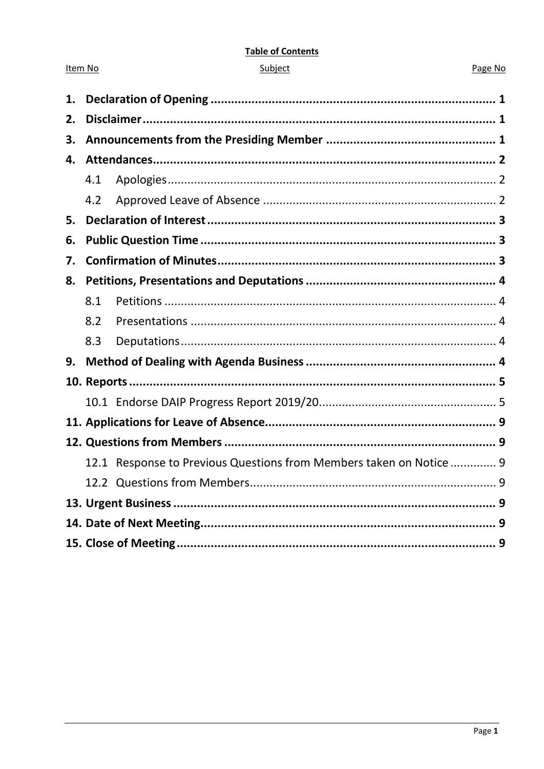**Table of Contents**

| Item No | Subject | Page No |
|---|---|---|
| **1.** | **Declaration of Opening** | **1** |
| **2.** | **Disclaimer** | **1** |
| **3.** | **Announcements from the Presiding Member** | **1** |
| **4.** | **Attendances** | **2** |
| 4.1 | Apologies | 2 |
| 4.2 | Approved Leave of Absence | 2 |
| **5.** | **Declaration of Interest** | **3** |
| **6.** | **Public Question Time** | **3** |
| **7.** | **Confirmation of Minutes** | **3** |
| **8.** | **Petitions, Presentations and Deputations** | **4** |
| 8.1 | Petitions | 4 |
| 8.2 | Presentations | 4 |
| 8.3 | Deputations | 4 |
| **9.** | **Method of Dealing with Agenda Business** | **4** |
| **10.** | **Reports** | **5** |
| 10.1 | Endorse DAIP Progress Report 2019/20 | 5 |
| **11.** | **Applications for Leave of Absence** | **9** |
| **12.** | **Questions from Members** | **9** |
| 12.1 | Response to Previous Questions from Members taken on Notice | 9 |
| 12.2 | Questions from Members | 9 |
| **13.** | **Urgent Business** | **9** |
| **14.** | **Date of Next Meeting** | **9** |
| **15.** | **Close of Meeting** | **9** |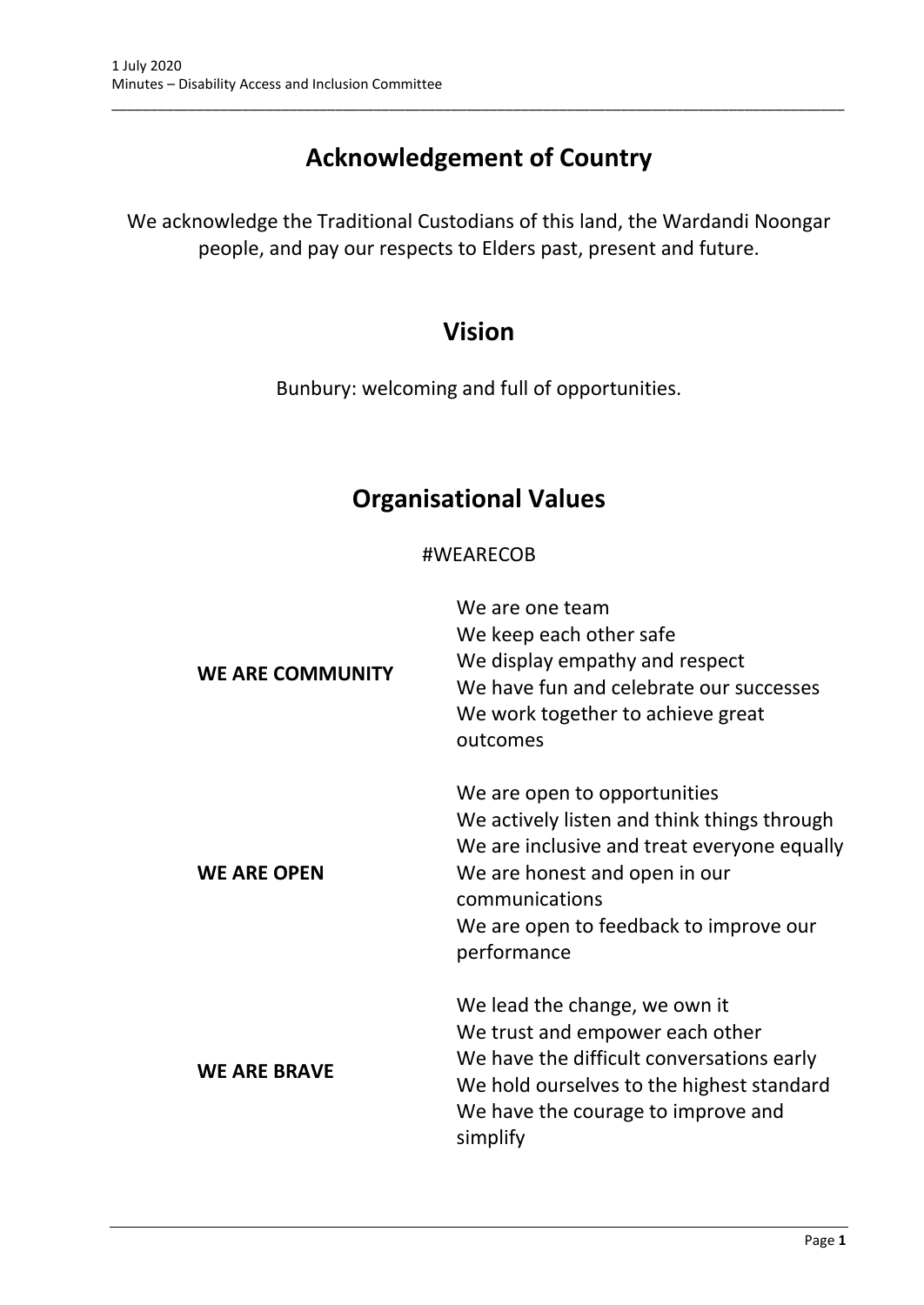# Acknowledgement of Country

We acknowledge the Traditional Custodians of this land, the Wardandi Noongar people, and pay our respects to Elders past, present and future.

# Vision

Bunbury: welcoming and full of opportunities.

# Organisational Values

#WEARECOB

| | |
|---|---|
| **WE ARE COMMUNITY** | We are one team<br>We keep each other safe<br>We display empathy and respect<br>We have fun and celebrate our successes<br>We work together to achieve great outcomes |
| **WE ARE OPEN** | We are open to opportunities<br>We actively listen and think things through<br>We are inclusive and treat everyone equally<br>We are honest and open in our communications<br>We are open to feedback to improve our performance |
| **WE ARE BRAVE** | We lead the change, we own it<br>We trust and empower each other<br>We have the difficult conversations early<br>We hold ourselves to the highest standard<br>We have the courage to improve and simplify |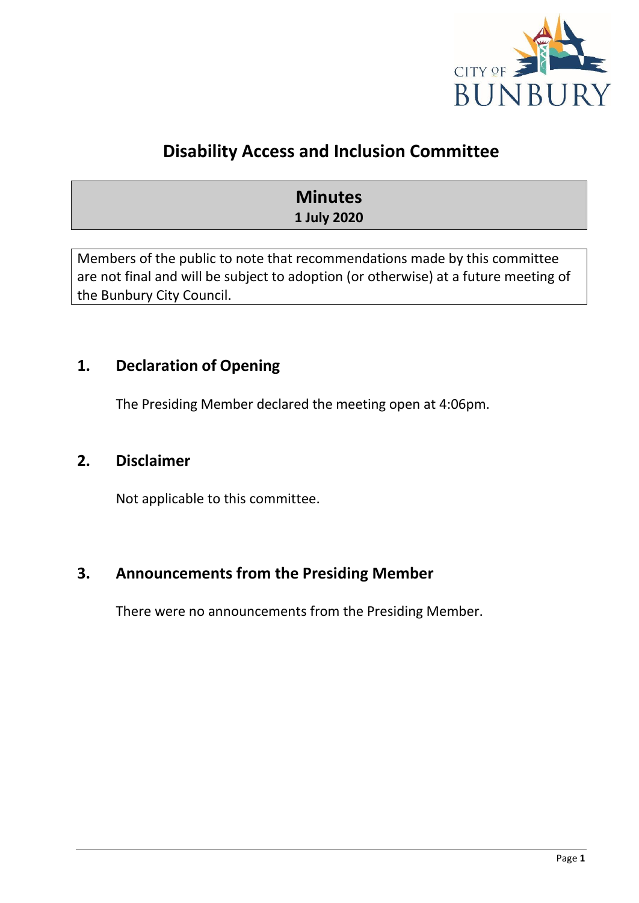# Disability Access and Inclusion Committee

## Minutes

**1 July 2020**

Members of the public to note that recommendations made by this committee are not final and will be subject to adoption (or otherwise) at a future meeting of the Bunbury City Council.

## 1. Declaration of Opening

The Presiding Member declared the meeting open at 4:06pm.

## 2. Disclaimer

Not applicable to this committee.

## 3. Announcements from the Presiding Member

There were no announcements from the Presiding Member.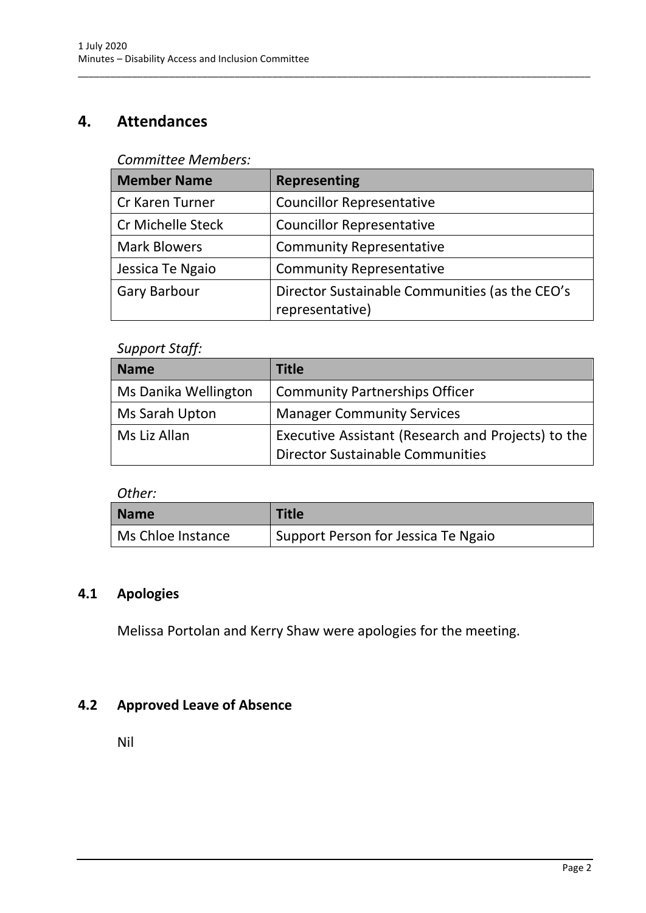## 4. Attendances

*Committee Members:*

| Member Name | Representing |
| --- | --- |
| Cr Karen Turner | Councillor Representative |
| Cr Michelle Steck | Councillor Representative |
| Mark Blowers | Community Representative |
| Jessica Te Ngaio | Community Representative |
| Gary Barbour | Director Sustainable Communities (as the CEO's representative) |

*Support Staff:*

| Name | Title |
| --- | --- |
| Ms Danika Wellington | Community Partnerships Officer |
| Ms Sarah Upton | Manager Community Services |
| Ms Liz Allan | Executive Assistant (Research and Projects) to the Director Sustainable Communities |

*Other:*

| Name | Title |
| --- | --- |
| Ms Chloe Instance | Support Person for Jessica Te Ngaio |

### 4.1 Apologies

Melissa Portolan and Kerry Shaw were apologies for the meeting.

### 4.2 Approved Leave of Absence

Nil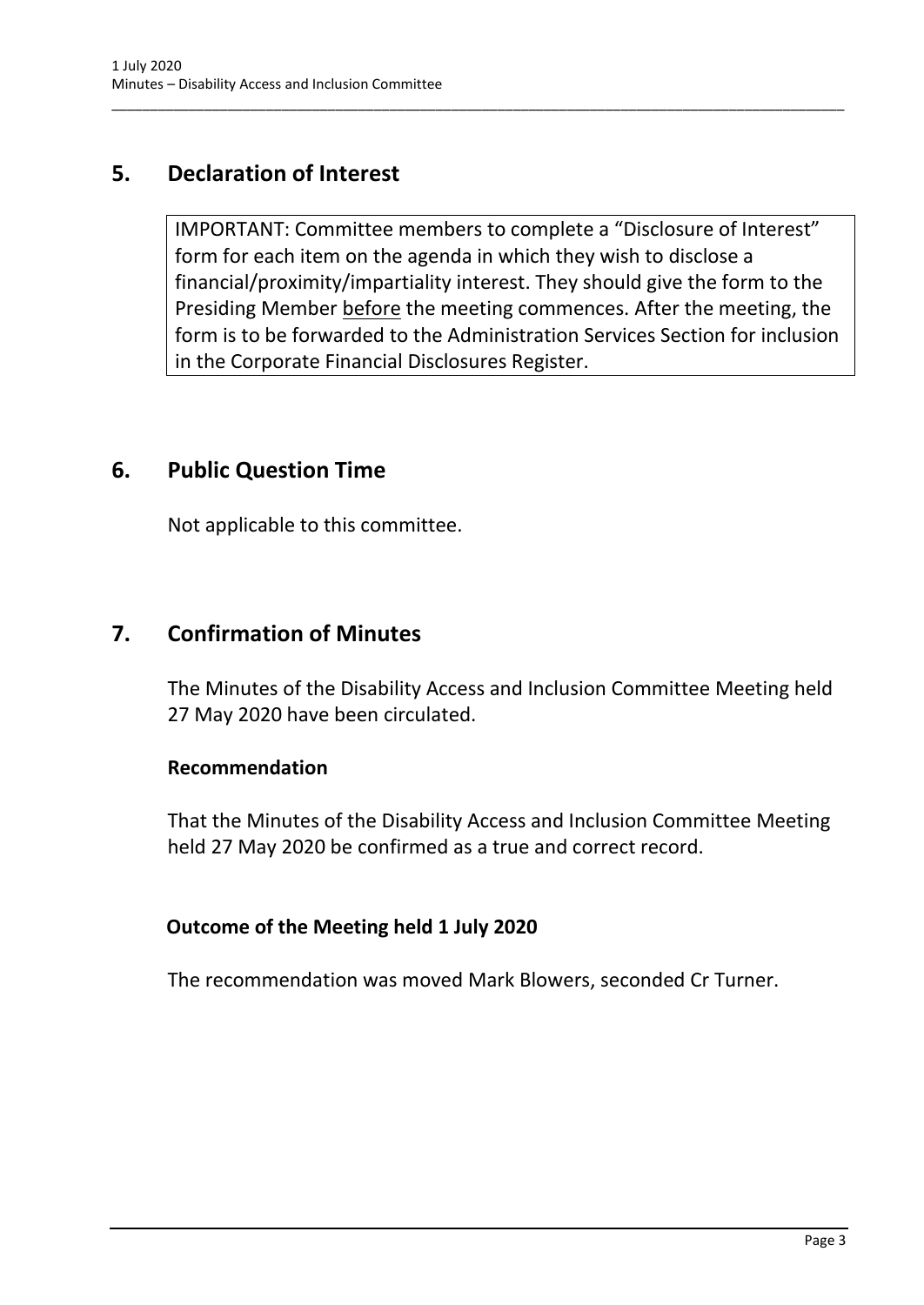## 5. Declaration of Interest

IMPORTANT: Committee members to complete a "Disclosure of Interest" form for each item on the agenda in which they wish to disclose a financial/proximity/impartiality interest. They should give the form to the Presiding Member before the meeting commences. After the meeting, the form is to be forwarded to the Administration Services Section for inclusion in the Corporate Financial Disclosures Register.

## 6. Public Question Time

Not applicable to this committee.

## 7. Confirmation of Minutes

The Minutes of the Disability Access and Inclusion Committee Meeting held 27 May 2020 have been circulated.

**Recommendation**

That the Minutes of the Disability Access and Inclusion Committee Meeting held 27 May 2020 be confirmed as a true and correct record.

**Outcome of the Meeting held 1 July 2020**

The recommendation was moved Mark Blowers, seconded Cr Turner.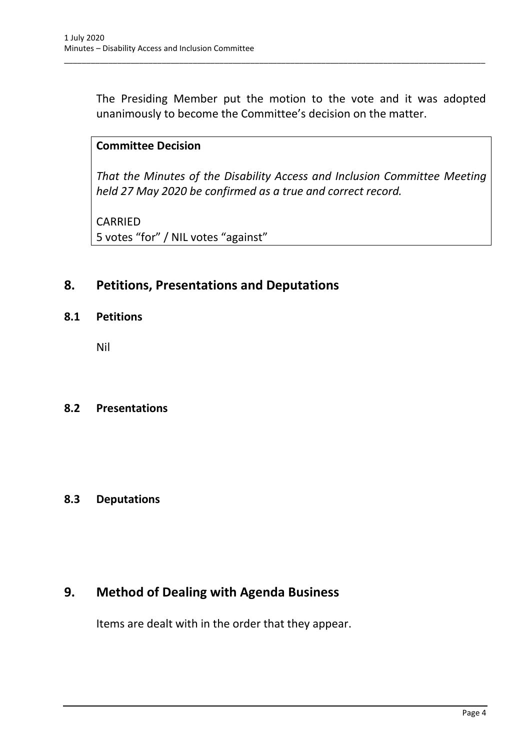The Presiding Member put the motion to the vote and it was adopted unanimously to become the Committee's decision on the matter.

**Committee Decision**

*That the Minutes of the Disability Access and Inclusion Committee Meeting held 27 May 2020 be confirmed as a true and correct record.*

CARRIED
5 votes "for" / NIL votes "against"

## 8. Petitions, Presentations and Deputations

### 8.1 Petitions

Nil

### 8.2 Presentations

### 8.3 Deputations

## 9. Method of Dealing with Agenda Business

Items are dealt with in the order that they appear.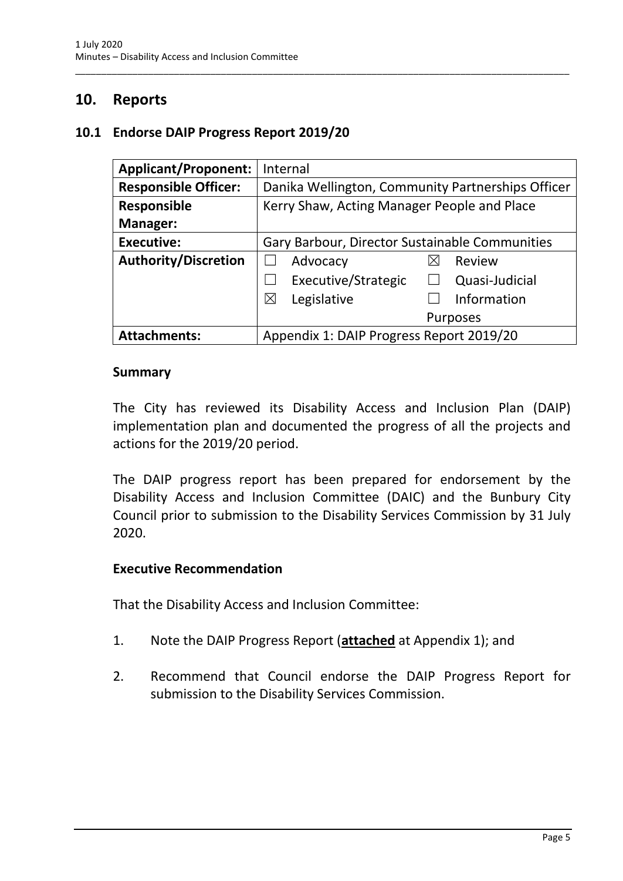## 10. Reports

### 10.1 Endorse DAIP Progress Report 2019/20

| | |
|---|---|
| **Applicant/Proponent:** | Internal |
| **Responsible Officer:** | Danika Wellington, Community Partnerships Officer |
| **Responsible Manager:** | Kerry Shaw, Acting Manager People and Place |
| **Executive:** | Gary Barbour, Director Sustainable Communities |
| **Authority/Discretion** | ☐ Advocacy ☒ Review<br>☐ Executive/Strategic ☐ Quasi-Judicial<br>☒ Legislative ☐ Information Purposes |
| **Attachments:** | Appendix 1: DAIP Progress Report 2019/20 |

#### Summary

The City has reviewed its Disability Access and Inclusion Plan (DAIP) implementation plan and documented the progress of all the projects and actions for the 2019/20 period.

The DAIP progress report has been prepared for endorsement by the Disability Access and Inclusion Committee (DAIC) and the Bunbury City Council prior to submission to the Disability Services Commission by 31 July 2020.

#### Executive Recommendation

That the Disability Access and Inclusion Committee:

1. Note the DAIP Progress Report (**attached** at Appendix 1); and

2. Recommend that Council endorse the DAIP Progress Report for submission to the Disability Services Commission.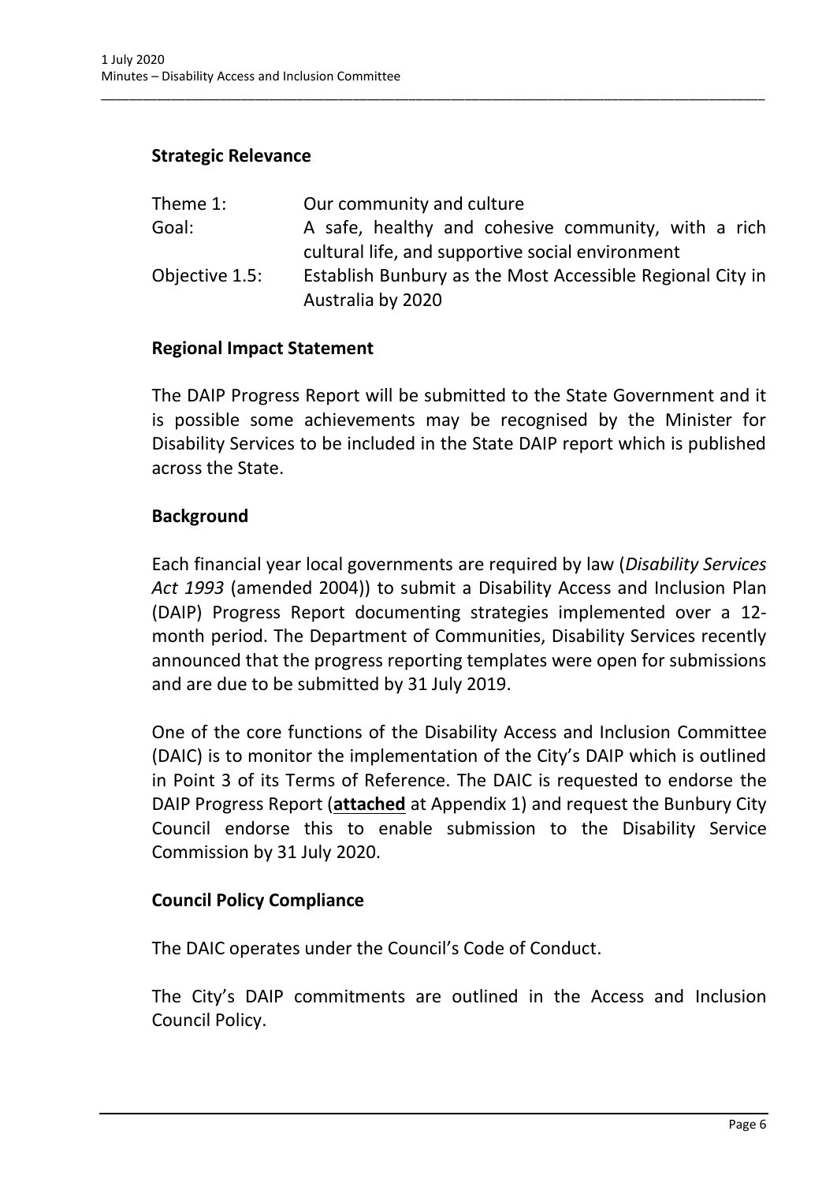### Strategic Relevance

| | |
|---|---|
| Theme 1: | Our community and culture |
| Goal: | A safe, healthy and cohesive community, with a rich cultural life, and supportive social environment |
| Objective 1.5: | Establish Bunbury as the Most Accessible Regional City in Australia by 2020 |

### Regional Impact Statement

The DAIP Progress Report will be submitted to the State Government and it is possible some achievements may be recognised by the Minister for Disability Services to be included in the State DAIP report which is published across the State.

### Background

Each financial year local governments are required by law (*Disability Services Act 1993* (amended 2004)) to submit a Disability Access and Inclusion Plan (DAIP) Progress Report documenting strategies implemented over a 12-month period. The Department of Communities, Disability Services recently announced that the progress reporting templates were open for submissions and are due to be submitted by 31 July 2019.

One of the core functions of the Disability Access and Inclusion Committee (DAIC) is to monitor the implementation of the City's DAIP which is outlined in Point 3 of its Terms of Reference. The DAIC is requested to endorse the DAIP Progress Report (**attached** at Appendix 1) and request the Bunbury City Council endorse this to enable submission to the Disability Service Commission by 31 July 2020.

### Council Policy Compliance

The DAIC operates under the Council's Code of Conduct.

The City's DAIP commitments are outlined in the Access and Inclusion Council Policy.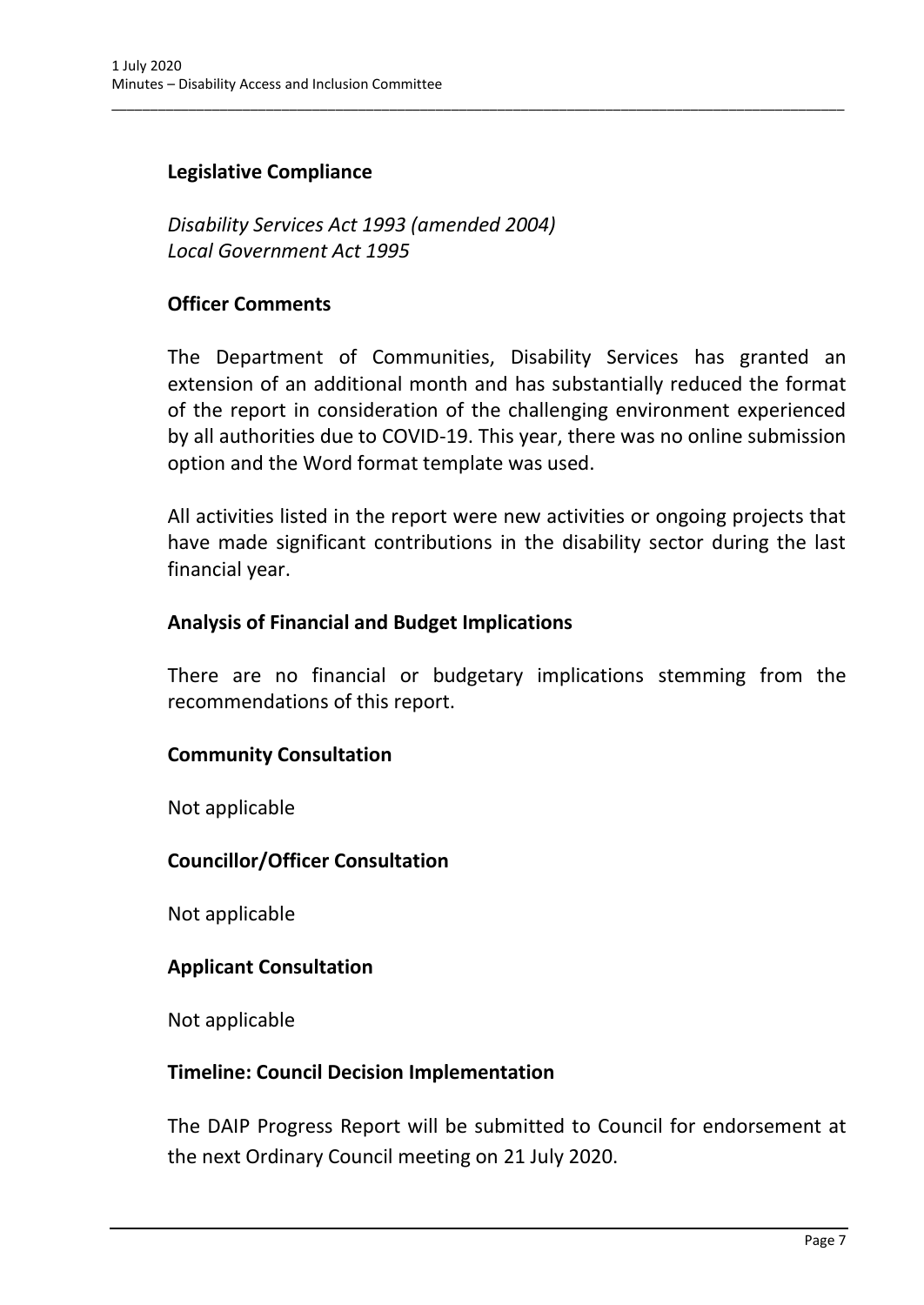## Legislative Compliance

*Disability Services Act 1993 (amended 2004)*
*Local Government Act 1995*

## Officer Comments

The Department of Communities, Disability Services has granted an extension of an additional month and has substantially reduced the format of the report in consideration of the challenging environment experienced by all authorities due to COVID-19. This year, there was no online submission option and the Word format template was used.

All activities listed in the report were new activities or ongoing projects that have made significant contributions in the disability sector during the last financial year.

## Analysis of Financial and Budget Implications

There are no financial or budgetary implications stemming from the recommendations of this report.

## Community Consultation

Not applicable

## Councillor/Officer Consultation

Not applicable

## Applicant Consultation

Not applicable

## Timeline: Council Decision Implementation

The DAIP Progress Report will be submitted to Council for endorsement at the next Ordinary Council meeting on 21 July 2020.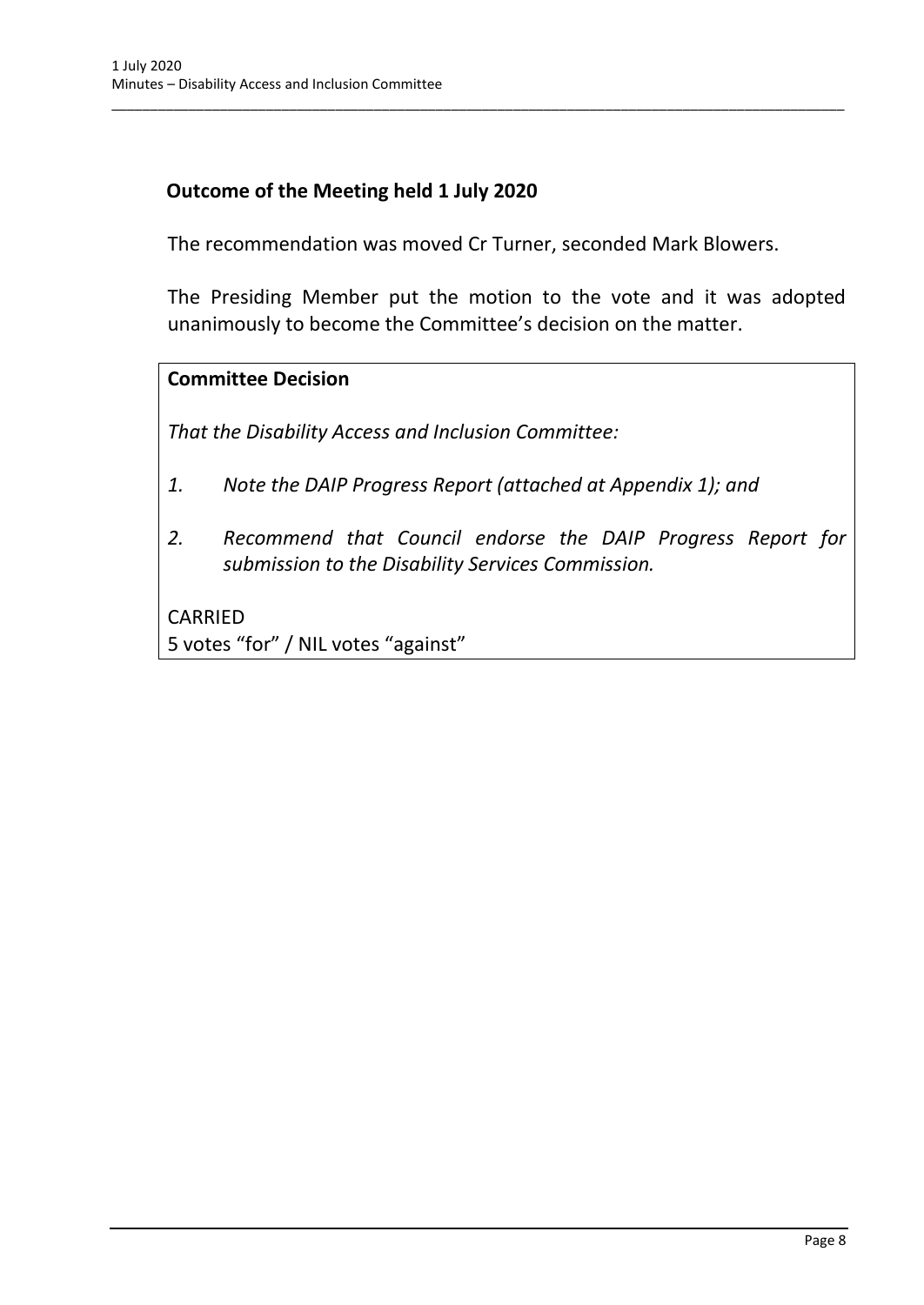## Outcome of the Meeting held 1 July 2020

The recommendation was moved Cr Turner, seconded Mark Blowers.

The Presiding Member put the motion to the vote and it was adopted unanimously to become the Committee's decision on the matter.

**Committee Decision**

*That the Disability Access and Inclusion Committee:*

1. *Note the DAIP Progress Report (attached at Appendix 1); and*
2. *Recommend that Council endorse the DAIP Progress Report for submission to the Disability Services Commission.*

CARRIED
5 votes "for" / NIL votes "against"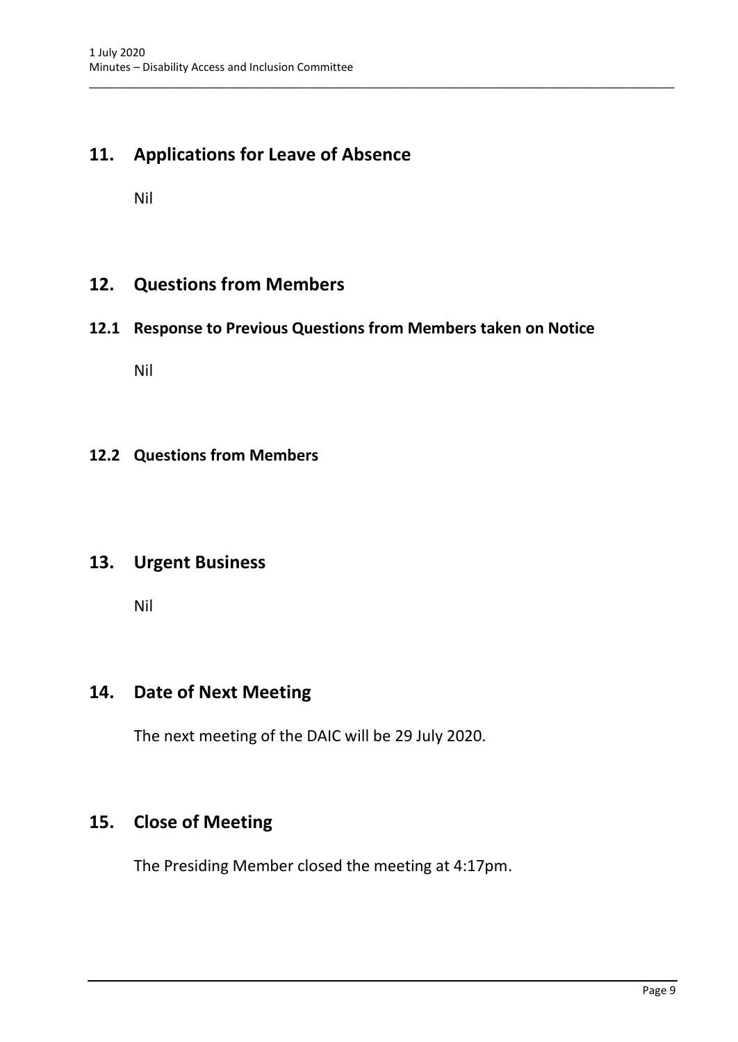## 11. Applications for Leave of Absence

Nil

## 12. Questions from Members

### 12.1 Response to Previous Questions from Members taken on Notice

Nil

### 12.2 Questions from Members

## 13. Urgent Business

Nil

## 14. Date of Next Meeting

The next meeting of the DAIC will be 29 July 2020.

## 15. Close of Meeting

The Presiding Member closed the meeting at 4:17pm.